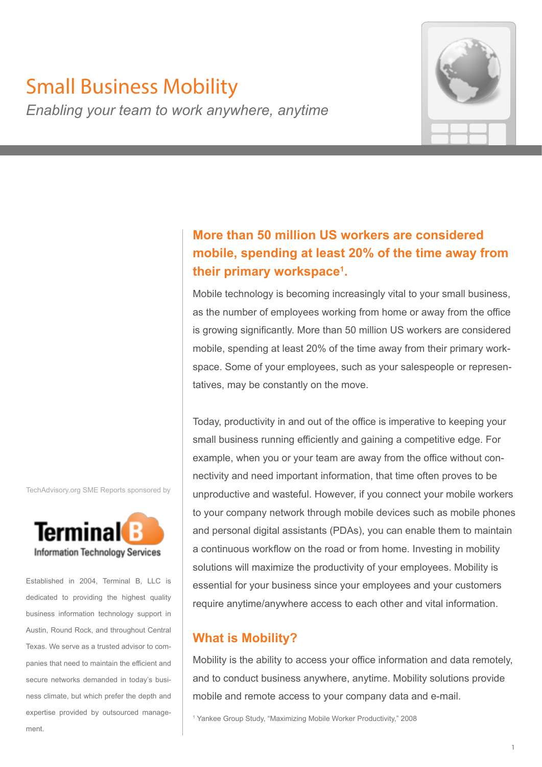# Small Business Mobility

*Enabling your team to work anywhere, anytime*

## More than 50 million US workers are considered mobile, spending at least 20% of the time away from their primary workspace[1].

Mobile technology is becoming increasingly vital to your small business, as the number of employees working from home or away from the office is growing significantly. More than 50 million US workers are considered mobile, spending at least 20% of the time away from their primary workspace. Some of your employees, such as your salespeople or representatives, may be constantly on the move.

Today, productivity in and out of the office is imperative to keeping your small business running efficiently and gaining a competitive edge. For example, when you or your team are away from the office without connectivity and need important information, that time often proves to be unproductive and wasteful. However, if you connect your mobile workers to your company network through mobile devices such as mobile phones and personal digital assistants (PDAs), you can enable them to maintain a continuous workflow on the road or from home. Investing in mobility solutions will maximize the productivity of your employees. Mobility is essential for your business since your employees and your customers require anytime/anywhere access to each other and vital information.

## What is Mobility?

Mobility is the ability to access your office information and data remotely, and to conduct business anywhere, anytime. Mobility solutions provide mobile and remote access to your company data and e-mail.

[1] Yankee Group Study, "Maximizing Mobile Worker Productivity," 2008

TechAdvisory.org SME Reports sponsored by

Terminal B
Information Technology Services

Established in 2004, Terminal B, LLC is dedicated to providing the highest quality business information technology support in Austin, Round Rock, and throughout Central Texas. We serve as a trusted advisor to companies that need to maintain the efficient and secure networks demanded in today's business climate, but which prefer the depth and expertise provided by outsourced management.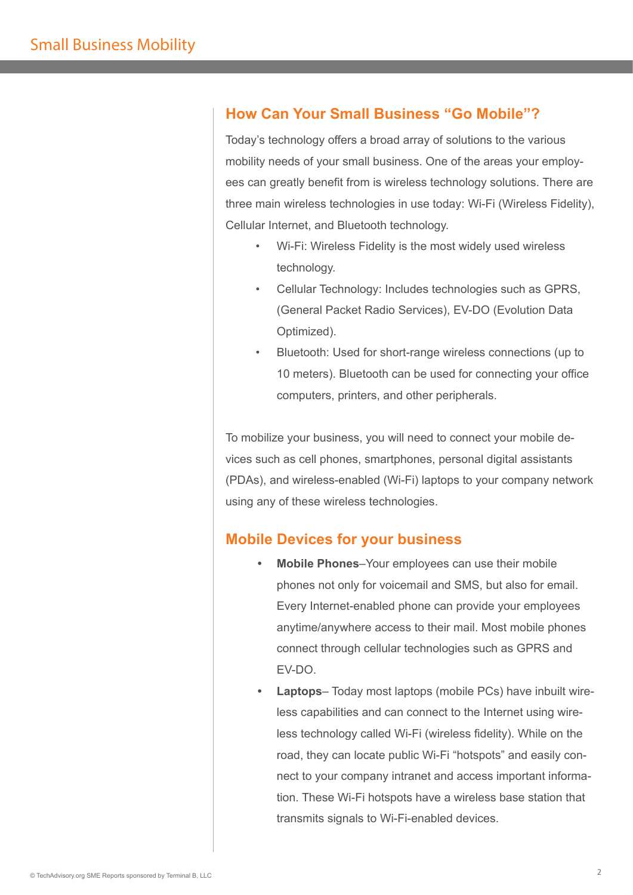## How Can Your Small Business "Go Mobile"?

Today's technology offers a broad array of solutions to the various mobility needs of your small business. One of the areas your employees can greatly benefit from is wireless technology solutions. There are three main wireless technologies in use today: Wi-Fi (Wireless Fidelity), Cellular Internet, and Bluetooth technology.

- Wi-Fi: Wireless Fidelity is the most widely used wireless technology.
- Cellular Technology: Includes technologies such as GPRS, (General Packet Radio Services), EV-DO (Evolution Data Optimized).
- Bluetooth: Used for short-range wireless connections (up to 10 meters). Bluetooth can be used for connecting your office computers, printers, and other peripherals.

To mobilize your business, you will need to connect your mobile devices such as cell phones, smartphones, personal digital assistants (PDAs), and wireless-enabled (Wi-Fi) laptops to your company network using any of these wireless technologies.

## Mobile Devices for your business

- **Mobile Phones**–Your employees can use their mobile phones not only for voicemail and SMS, but also for email. Every Internet-enabled phone can provide your employees anytime/anywhere access to their mail. Most mobile phones connect through cellular technologies such as GPRS and EV-DO.
- **Laptops**– Today most laptops (mobile PCs) have inbuilt wireless capabilities and can connect to the Internet using wireless technology called Wi-Fi (wireless fidelity). While on the road, they can locate public Wi-Fi "hotspots" and easily connect to your company intranet and access important information. These Wi-Fi hotspots have a wireless base station that transmits signals to Wi-Fi-enabled devices.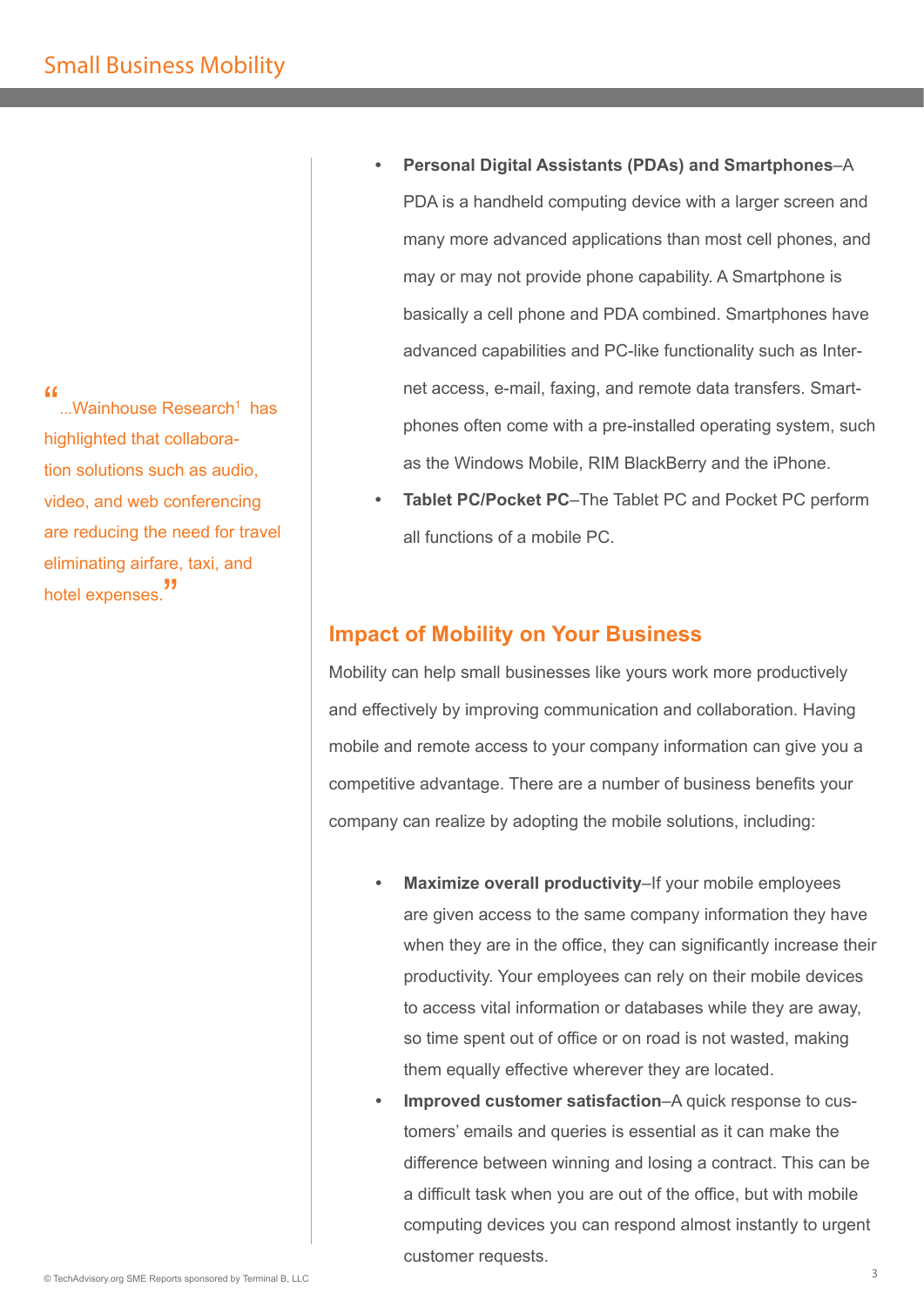- **Personal Digital Assistants (PDAs) and Smartphones**–A PDA is a handheld computing device with a larger screen and many more advanced applications than most cell phones, and may or may not provide phone capability. A Smartphone is basically a cell phone and PDA combined. Smartphones have advanced capabilities and PC-like functionality such as Internet access, e-mail, faxing, and remote data transfers. Smartphones often come with a pre-installed operating system, such as the Windows Mobile, RIM BlackBerry and the iPhone.
- **Tablet PC/Pocket PC**–The Tablet PC and Pocket PC perform all functions of a mobile PC.

> "...Wainhouse Research[1] has highlighted that collaboration solutions such as audio, video, and web conferencing are reducing the need for travel eliminating airfare, taxi, and hotel expenses."

## Impact of Mobility on Your Business

Mobility can help small businesses like yours work more productively and effectively by improving communication and collaboration. Having mobile and remote access to your company information can give you a competitive advantage. There are a number of business benefits your company can realize by adopting the mobile solutions, including:

- **Maximize overall productivity**–If your mobile employees are given access to the same company information they have when they are in the office, they can significantly increase their productivity. Your employees can rely on their mobile devices to access vital information or databases while they are away, so time spent out of office or on road is not wasted, making them equally effective wherever they are located.
- **Improved customer satisfaction**–A quick response to customers' emails and queries is essential as it can make the difference between winning and losing a contract. This can be a difficult task when you are out of the office, but with mobile computing devices you can respond almost instantly to urgent customer requests.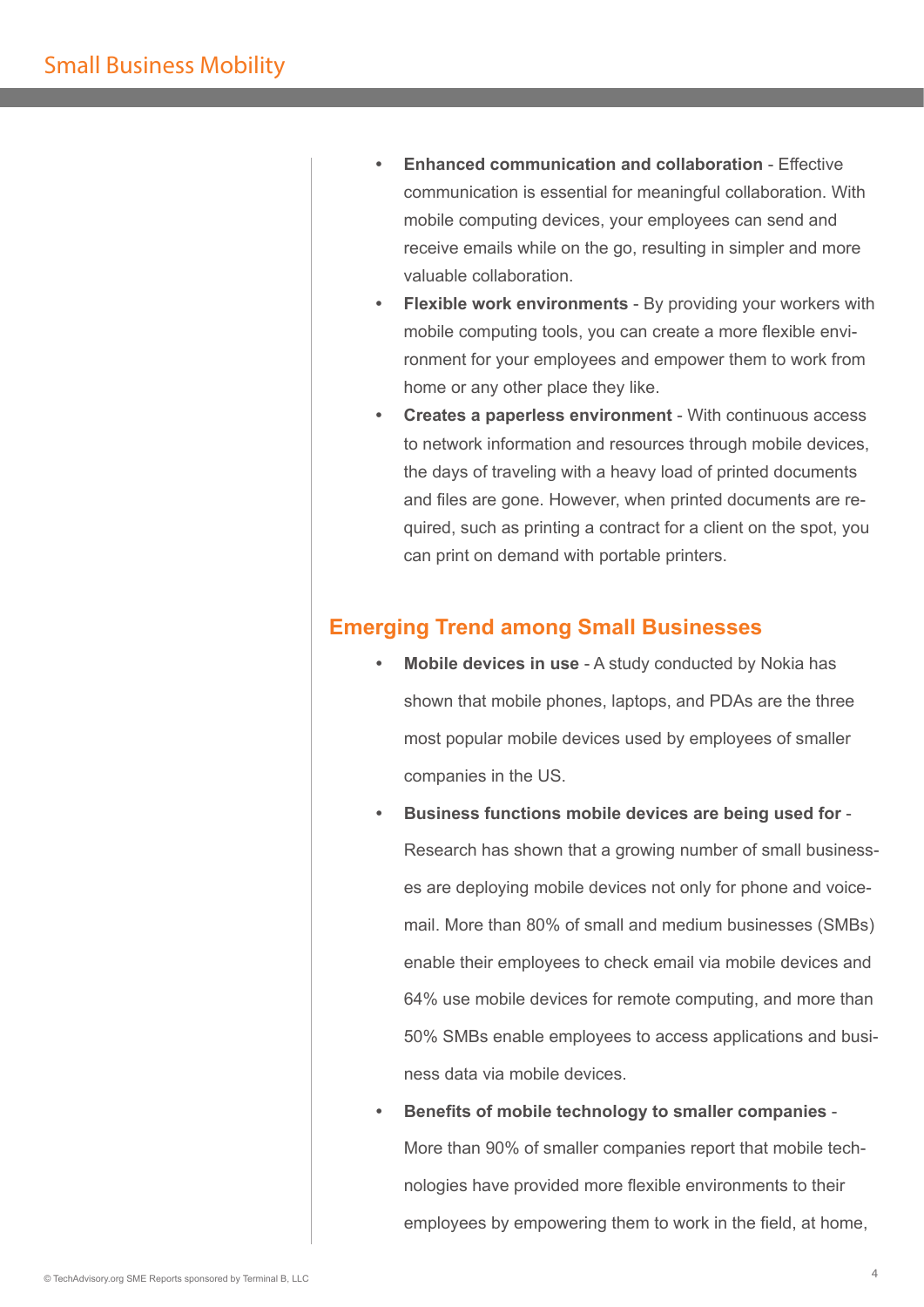- **Enhanced communication and collaboration** - Effective communication is essential for meaningful collaboration. With mobile computing devices, your employees can send and receive emails while on the go, resulting in simpler and more valuable collaboration.
- **Flexible work environments** - By providing your workers with mobile computing tools, you can create a more flexible environment for your employees and empower them to work from home or any other place they like.
- **Creates a paperless environment** - With continuous access to network information and resources through mobile devices, the days of traveling with a heavy load of printed documents and files are gone. However, when printed documents are required, such as printing a contract for a client on the spot, you can print on demand with portable printers.

## Emerging Trend among Small Businesses

- **Mobile devices in use** - A study conducted by Nokia has shown that mobile phones, laptops, and PDAs are the three most popular mobile devices used by employees of smaller companies in the US.
- **Business functions mobile devices are being used for** - Research has shown that a growing number of small businesses are deploying mobile devices not only for phone and voicemail. More than 80% of small and medium businesses (SMBs) enable their employees to check email via mobile devices and 64% use mobile devices for remote computing, and more than 50% SMBs enable employees to access applications and business data via mobile devices.
- **Benefits of mobile technology to smaller companies** - More than 90% of smaller companies report that mobile technologies have provided more flexible environments to their employees by empowering them to work in the field, at home,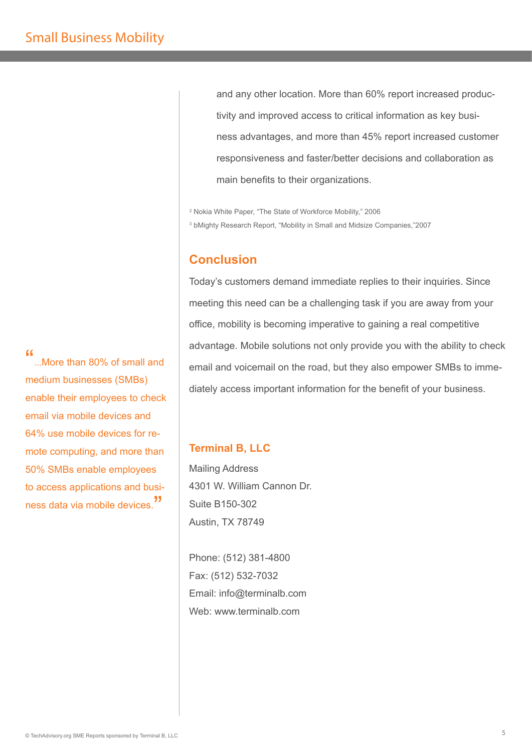and any other location. More than 60% report increased productivity and improved access to critical information as key business advantages, and more than 45% report increased customer responsiveness and faster/better decisions and collaboration as main benefits to their organizations.

[2] Nokia White Paper, "The State of Workforce Mobility," 2006

[3] bMighty Research Report, "Mobility in Small and Midsize Companies,"2007

> "...More than 80% of small and medium businesses (SMBs) enable their employees to check email via mobile devices and 64% use mobile devices for remote computing, and more than 50% SMBs enable employees to access applications and business data via mobile devices."

## Conclusion

Today's customers demand immediate replies to their inquiries. Since meeting this need can be a challenging task if you are away from your office, mobility is becoming imperative to gaining a real competitive advantage. Mobile solutions not only provide you with the ability to check email and voicemail on the road, but they also empower SMBs to immediately access important information for the benefit of your business.

### Terminal B, LLC

Mailing Address
4301 W. William Cannon Dr.
Suite B150-302
Austin, TX 78749

Phone: (512) 381-4800
Fax: (512) 532-7032
Email: info@terminalb.com
Web: www.terminalb.com